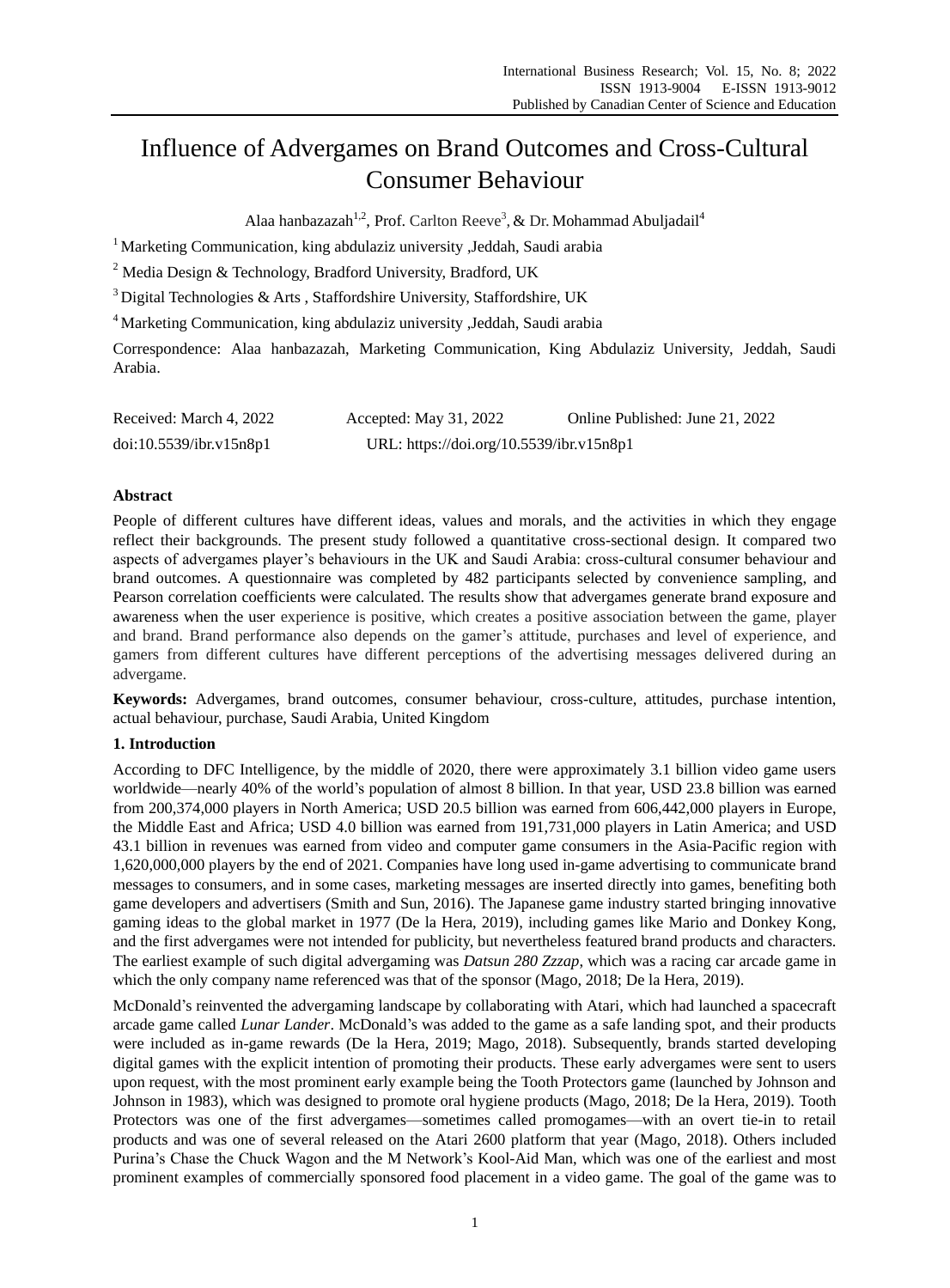# Influence of Advergames on Brand Outcomes and Cross-Cultural Consumer Behaviour

Alaa hanbazazah[1,2], Prof. Carlton Reeve[3], & Dr. Mohammad Abuljadail[4]

[1] Marketing Communication, king abdulaziz university ,Jeddah, Saudi arabia

[2] Media Design & Technology, Bradford University, Bradford, UK

[3] Digital Technologies & Arts , Staffordshire University, Staffordshire, UK

[4] Marketing Communication, king abdulaziz university ,Jeddah, Saudi arabia

Correspondence: Alaa hanbazazah, Marketing Communication, King Abdulaziz University, Jeddah, Saudi Arabia.

Received: March 4, 2022 Accepted: May 31, 2022 Online Published: June 21, 2022

doi:10.5539/ibr.v15n8p1 URL: https://doi.org/10.5539/ibr.v15n8p1

**Abstract**

People of different cultures have different ideas, values and morals, and the activities in which they engage reflect their backgrounds. The present study followed a quantitative cross-sectional design. It compared two aspects of advergames player's behaviours in the UK and Saudi Arabia: cross-cultural consumer behaviour and brand outcomes. A questionnaire was completed by 482 participants selected by convenience sampling, and Pearson correlation coefficients were calculated. The results show that advergames generate brand exposure and awareness when the user experience is positive, which creates a positive association between the game, player and brand. Brand performance also depends on the gamer's attitude, purchases and level of experience, and gamers from different cultures have different perceptions of the advertising messages delivered during an advergame.

**Keywords:** Advergames, brand outcomes, consumer behaviour, cross-culture, attitudes, purchase intention, actual behaviour, purchase, Saudi Arabia, United Kingdom

## 1. Introduction

According to DFC Intelligence, by the middle of 2020, there were approximately 3.1 billion video game users worldwide—nearly 40% of the world's population of almost 8 billion. In that year, USD 23.8 billion was earned from 200,374,000 players in North America; USD 20.5 billion was earned from 606,442,000 players in Europe, the Middle East and Africa; USD 4.0 billion was earned from 191,731,000 players in Latin America; and USD 43.1 billion in revenues was earned from video and computer game consumers in the Asia-Pacific region with 1,620,000,000 players by the end of 2021. Companies have long used in-game advertising to communicate brand messages to consumers, and in some cases, marketing messages are inserted directly into games, benefiting both game developers and advertisers (Smith and Sun, 2016). The Japanese game industry started bringing innovative gaming ideas to the global market in 1977 (De la Hera, 2019), including games like Mario and Donkey Kong, and the first advergames were not intended for publicity, but nevertheless featured brand products and characters. The earliest example of such digital advergaming was *Datsun 280 Zzzap*, which was a racing car arcade game in which the only company name referenced was that of the sponsor (Mago, 2018; De la Hera, 2019).

McDonald's reinvented the advergaming landscape by collaborating with Atari, which had launched a spacecraft arcade game called *Lunar Lander*. McDonald's was added to the game as a safe landing spot, and their products were included as in-game rewards (De la Hera, 2019; Mago, 2018). Subsequently, brands started developing digital games with the explicit intention of promoting their products. These early advergames were sent to users upon request, with the most prominent early example being the Tooth Protectors game (launched by Johnson and Johnson in 1983), which was designed to promote oral hygiene products (Mago, 2018; De la Hera, 2019). Tooth Protectors was one of the first advergames—sometimes called promogames—with an overt tie-in to retail products and was one of several released on the Atari 2600 platform that year (Mago, 2018). Others included Purina's Chase the Chuck Wagon and the M Network's Kool-Aid Man, which was one of the earliest and most prominent examples of commercially sponsored food placement in a video game. The goal of the game was to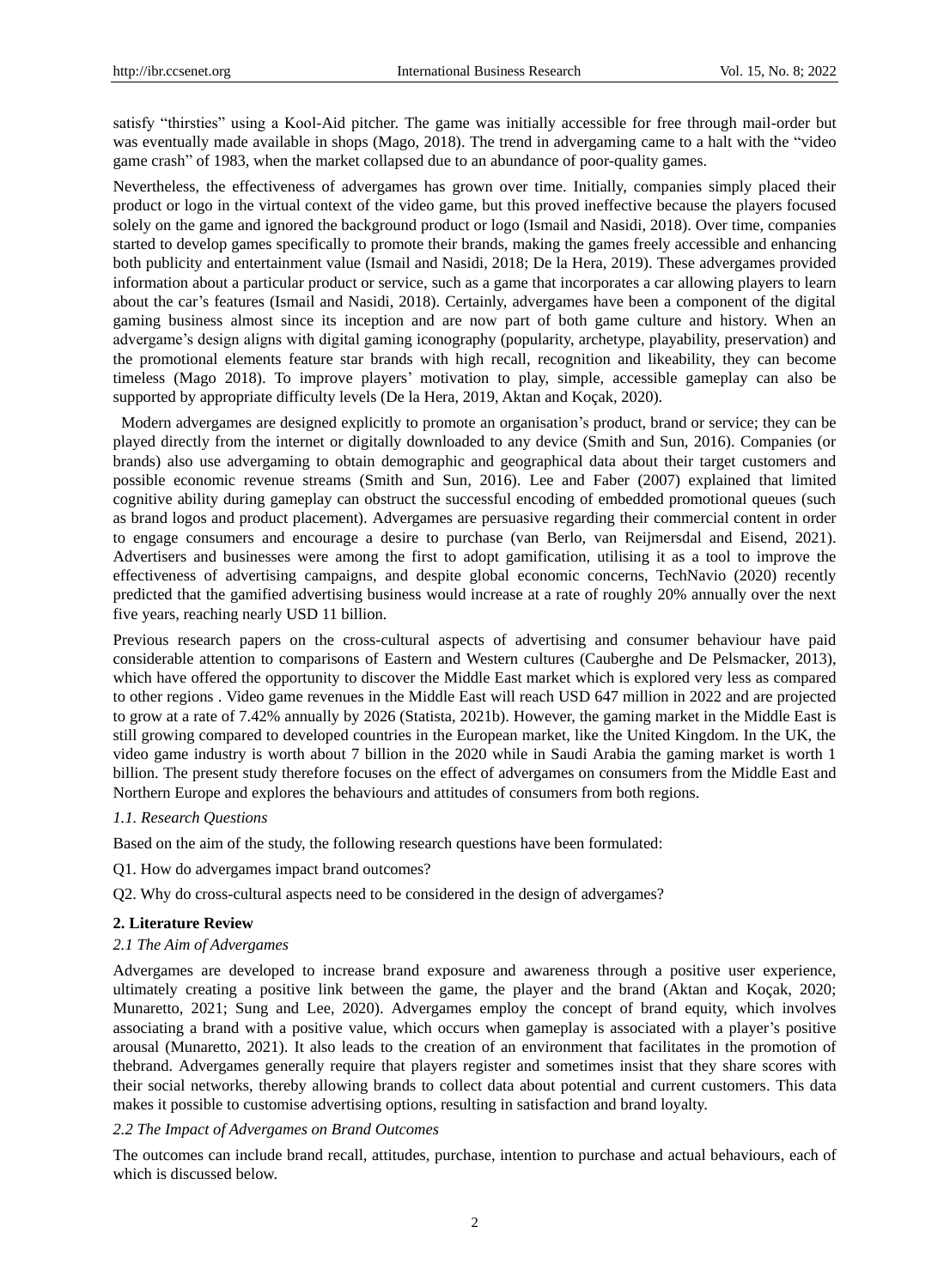satisfy "thirsties" using a Kool-Aid pitcher. The game was initially accessible for free through mail-order but was eventually made available in shops (Mago, 2018). The trend in advergaming came to a halt with the "video game crash" of 1983, when the market collapsed due to an abundance of poor-quality games.

Nevertheless, the effectiveness of advergames has grown over time. Initially, companies simply placed their product or logo in the virtual context of the video game, but this proved ineffective because the players focused solely on the game and ignored the background product or logo (Ismail and Nasidi, 2018). Over time, companies started to develop games specifically to promote their brands, making the games freely accessible and enhancing both publicity and entertainment value (Ismail and Nasidi, 2018; De la Hera, 2019). These advergames provided information about a particular product or service, such as a game that incorporates a car allowing players to learn about the car's features (Ismail and Nasidi, 2018). Certainly, advergames have been a component of the digital gaming business almost since its inception and are now part of both game culture and history. When an advergame's design aligns with digital gaming iconography (popularity, archetype, playability, preservation) and the promotional elements feature star brands with high recall, recognition and likeability, they can become timeless (Mago 2018). To improve players' motivation to play, simple, accessible gameplay can also be supported by appropriate difficulty levels (De la Hera, 2019, Aktan and Koçak, 2020).

Modern advergames are designed explicitly to promote an organisation's product, brand or service; they can be played directly from the internet or digitally downloaded to any device (Smith and Sun, 2016). Companies (or brands) also use advergaming to obtain demographic and geographical data about their target customers and possible economic revenue streams (Smith and Sun, 2016). Lee and Faber (2007) explained that limited cognitive ability during gameplay can obstruct the successful encoding of embedded promotional queues (such as brand logos and product placement). Advergames are persuasive regarding their commercial content in order to engage consumers and encourage a desire to purchase (van Berlo, van Reijmersdal and Eisend, 2021). Advertisers and businesses were among the first to adopt gamification, utilising it as a tool to improve the effectiveness of advertising campaigns, and despite global economic concerns, TechNavio (2020) recently predicted that the gamified advertising business would increase at a rate of roughly 20% annually over the next five years, reaching nearly USD 11 billion.

Previous research papers on the cross-cultural aspects of advertising and consumer behaviour have paid considerable attention to comparisons of Eastern and Western cultures (Cauberghe and De Pelsmacker, 2013), which have offered the opportunity to discover the Middle East market which is explored very less as compared to other regions . Video game revenues in the Middle East will reach USD 647 million in 2022 and are projected to grow at a rate of 7.42% annually by 2026 (Statista, 2021b). However, the gaming market in the Middle East is still growing compared to developed countries in the European market, like the United Kingdom. In the UK, the video game industry is worth about 7 billion in the 2020 while in Saudi Arabia the gaming market is worth 1 billion. The present study therefore focuses on the effect of advergames on consumers from the Middle East and Northern Europe and explores the behaviours and attitudes of consumers from both regions.

### *1.1. Research Questions*

Based on the aim of the study, the following research questions have been formulated:

Q1. How do advergames impact brand outcomes?

Q2. Why do cross-cultural aspects need to be considered in the design of advergames?

## 2. Literature Review

### *2.1 The Aim of Advergames*

Advergames are developed to increase brand exposure and awareness through a positive user experience, ultimately creating a positive link between the game, the player and the brand (Aktan and Koçak, 2020; Munaretto, 2021; Sung and Lee, 2020). Advergames employ the concept of brand equity, which involves associating a brand with a positive value, which occurs when gameplay is associated with a player's positive arousal (Munaretto, 2021). It also leads to the creation of an environment that facilitates in the promotion of thebrand. Advergames generally require that players register and sometimes insist that they share scores with their social networks, thereby allowing brands to collect data about potential and current customers. This data makes it possible to customise advertising options, resulting in satisfaction and brand loyalty.

### *2.2 The Impact of Advergames on Brand Outcomes*

The outcomes can include brand recall, attitudes, purchase, intention to purchase and actual behaviours, each of which is discussed below.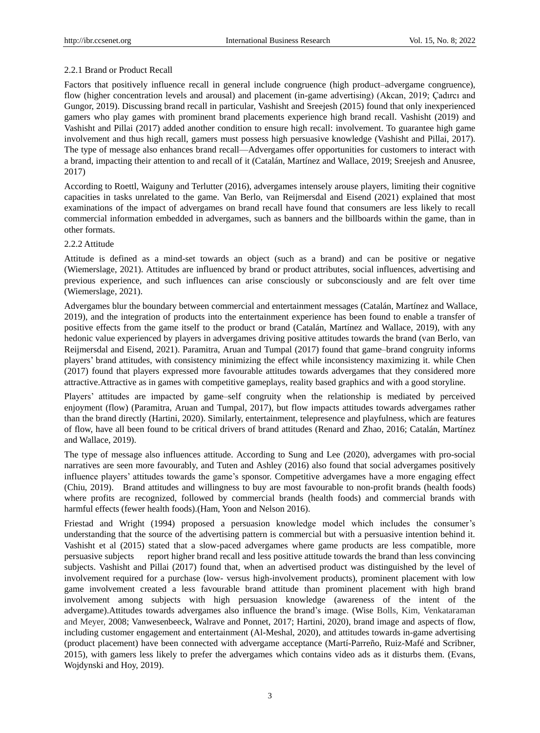### 2.2.1 Brand or Product Recall

Factors that positively influence recall in general include congruence (high product–advergame congruence), flow (higher concentration levels and arousal) and placement (in-game advertising) (Akcan, 2019; Çadırcı and Gungor, 2019). Discussing brand recall in particular, Vashisht and Sreejesh (2015) found that only inexperienced gamers who play games with prominent brand placements experience high brand recall. Vashisht (2019) and Vashisht and Pillai (2017) added another condition to ensure high recall: involvement. To guarantee high game involvement and thus high recall, gamers must possess high persuasive knowledge (Vashisht and Pillai, 2017). The type of message also enhances brand recall—Advergames offer opportunities for customers to interact with a brand, impacting their attention to and recall of it (Catalán, Martínez and Wallace, 2019; Sreejesh and Anusree, 2017)

According to Roettl, Waiguny and Terlutter (2016), advergames intensely arouse players, limiting their cognitive capacities in tasks unrelated to the game. Van Berlo, van Reijmersdal and Eisend (2021) explained that most examinations of the impact of advergames on brand recall have found that consumers are less likely to recall commercial information embedded in advergames, such as banners and the billboards within the game, than in other formats.

### 2.2.2 Attitude

Attitude is defined as a mind-set towards an object (such as a brand) and can be positive or negative (Wiemerslage, 2021). Attitudes are influenced by brand or product attributes, social influences, advertising and previous experience, and such influences can arise consciously or subconsciously and are felt over time (Wiemerslage, 2021).

Advergames blur the boundary between commercial and entertainment messages (Catalán, Martínez and Wallace, 2019), and the integration of products into the entertainment experience has been found to enable a transfer of positive effects from the game itself to the product or brand (Catalán, Martínez and Wallace, 2019), with any hedonic value experienced by players in advergames driving positive attitudes towards the brand (van Berlo, van Reijmersdal and Eisend, 2021). Paramitra, Aruan and Tumpal (2017) found that game–brand congruity informs players' brand attitudes, with consistency minimizing the effect while inconsistency maximizing it. while Chen (2017) found that players expressed more favourable attitudes towards advergames that they considered more attractive.Attractive as in games with competitive gameplays, reality based graphics and with a good storyline.

Players' attitudes are impacted by game–self congruity when the relationship is mediated by perceived enjoyment (flow) (Paramitra, Aruan and Tumpal, 2017), but flow impacts attitudes towards advergames rather than the brand directly (Hartini, 2020). Similarly, entertainment, telepresence and playfulness, which are features of flow, have all been found to be critical drivers of brand attitudes (Renard and Zhao, 2016; Catalán, Martínez and Wallace, 2019).

The type of message also influences attitude. According to Sung and Lee (2020), advergames with pro-social narratives are seen more favourably, and Tuten and Ashley (2016) also found that social advergames positively influence players' attitudes towards the game's sponsor. Competitive advergames have a more engaging effect (Chiu, 2019). Brand attitudes and willingness to buy are most favourable to non-profit brands (health foods) where profits are recognized, followed by commercial brands (health foods) and commercial brands with harmful effects (fewer health foods).(Ham, Yoon and Nelson 2016).

Friestad and Wright (1994) proposed a persuasion knowledge model which includes the consumer's understanding that the source of the advertising pattern is commercial but with a persuasive intention behind it. Vashisht et al (2015) stated that a slow-paced advergames where game products are less compatible, more persuasive subjects report higher brand recall and less positive attitude towards the brand than less convincing subjects. Vashisht and Pillai (2017) found that, when an advertised product was distinguished by the level of involvement required for a purchase (low- versus high-involvement products), prominent placement with low game involvement created a less favourable brand attitude than prominent placement with high brand involvement among subjects with high persuasion knowledge (awareness of the intent of the advergame).Attitudes towards advergames also influence the brand's image. (Wise Bolls, Kim, Venkataraman and Meyer, 2008; Vanwesenbeeck, Walrave and Ponnet, 2017; Hartini, 2020), brand image and aspects of flow, including customer engagement and entertainment (Al-Meshal, 2020), and attitudes towards in-game advertising (product placement) have been connected with advergame acceptance (Martí-Parreño, Ruiz-Mafé and Scribner, 2015), with gamers less likely to prefer the advergames which contains video ads as it disturbs them. (Evans, Wojdynski and Hoy, 2019).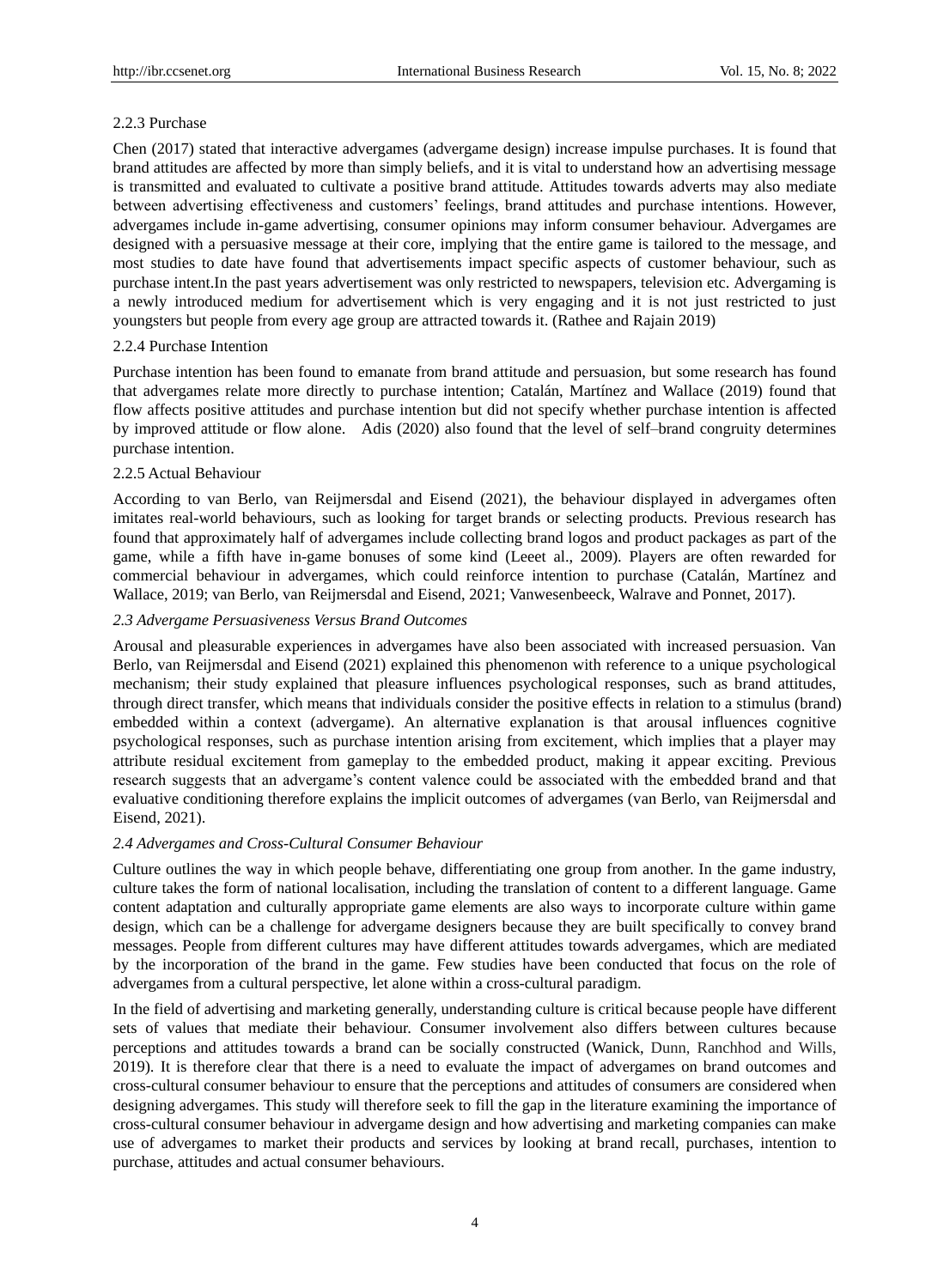2.2.3 Purchase

Chen (2017) stated that interactive advergames (advergame design) increase impulse purchases. It is found that brand attitudes are affected by more than simply beliefs, and it is vital to understand how an advertising message is transmitted and evaluated to cultivate a positive brand attitude. Attitudes towards adverts may also mediate between advertising effectiveness and customers' feelings, brand attitudes and purchase intentions. However, advergames include in-game advertising, consumer opinions may inform consumer behaviour. Advergames are designed with a persuasive message at their core, implying that the entire game is tailored to the message, and most studies to date have found that advertisements impact specific aspects of customer behaviour, such as purchase intent.In the past years advertisement was only restricted to newspapers, television etc. Advergaming is a newly introduced medium for advertisement which is very engaging and it is not just restricted to just youngsters but people from every age group are attracted towards it. (Rathee and Rajain 2019)

2.2.4 Purchase Intention

Purchase intention has been found to emanate from brand attitude and persuasion, but some research has found that advergames relate more directly to purchase intention; Catalán, Martínez and Wallace (2019) found that flow affects positive attitudes and purchase intention but did not specify whether purchase intention is affected by improved attitude or flow alone. Adis (2020) also found that the level of self–brand congruity determines purchase intention.

2.2.5 Actual Behaviour

According to van Berlo, van Reijmersdal and Eisend (2021), the behaviour displayed in advergames often imitates real-world behaviours, such as looking for target brands or selecting products. Previous research has found that approximately half of advergames include collecting brand logos and product packages as part of the game, while a fifth have in-game bonuses of some kind (Leeet al., 2009). Players are often rewarded for commercial behaviour in advergames, which could reinforce intention to purchase (Catalán, Martínez and Wallace, 2019; van Berlo, van Reijmersdal and Eisend, 2021; Vanwesenbeeck, Walrave and Ponnet, 2017).

*2.3 Advergame Persuasiveness Versus Brand Outcomes*

Arousal and pleasurable experiences in advergames have also been associated with increased persuasion. Van Berlo, van Reijmersdal and Eisend (2021) explained this phenomenon with reference to a unique psychological mechanism; their study explained that pleasure influences psychological responses, such as brand attitudes, through direct transfer, which means that individuals consider the positive effects in relation to a stimulus (brand) embedded within a context (advergame). An alternative explanation is that arousal influences cognitive psychological responses, such as purchase intention arising from excitement, which implies that a player may attribute residual excitement from gameplay to the embedded product, making it appear exciting. Previous research suggests that an advergame's content valence could be associated with the embedded brand and that evaluative conditioning therefore explains the implicit outcomes of advergames (van Berlo, van Reijmersdal and Eisend, 2021).

*2.4 Advergames and Cross-Cultural Consumer Behaviour*

Culture outlines the way in which people behave, differentiating one group from another. In the game industry, culture takes the form of national localisation, including the translation of content to a different language. Game content adaptation and culturally appropriate game elements are also ways to incorporate culture within game design, which can be a challenge for advergame designers because they are built specifically to convey brand messages. People from different cultures may have different attitudes towards advergames, which are mediated by the incorporation of the brand in the game. Few studies have been conducted that focus on the role of advergames from a cultural perspective, let alone within a cross-cultural paradigm.

In the field of advertising and marketing generally, understanding culture is critical because people have different sets of values that mediate their behaviour. Consumer involvement also differs between cultures because perceptions and attitudes towards a brand can be socially constructed (Wanick, Dunn, Ranchhod and Wills, 2019). It is therefore clear that there is a need to evaluate the impact of advergames on brand outcomes and cross-cultural consumer behaviour to ensure that the perceptions and attitudes of consumers are considered when designing advergames. This study will therefore seek to fill the gap in the literature examining the importance of cross-cultural consumer behaviour in advergame design and how advertising and marketing companies can make use of advergames to market their products and services by looking at brand recall, purchases, intention to purchase, attitudes and actual consumer behaviours.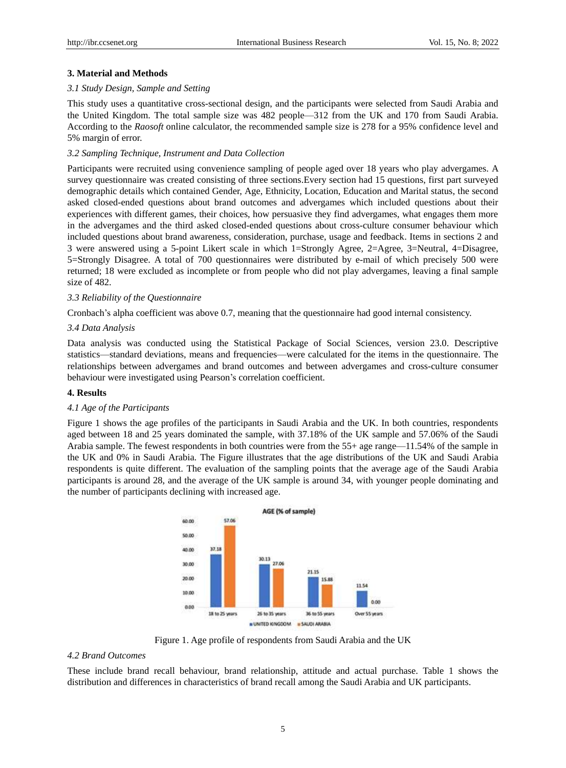### 3. Material and Methods

*3.1 Study Design, Sample and Setting*

This study uses a quantitative cross-sectional design, and the participants were selected from Saudi Arabia and the United Kingdom. The total sample size was 482 people—312 from the UK and 170 from Saudi Arabia. According to the *Raosoft* online calculator, the recommended sample size is 278 for a 95% confidence level and 5% margin of error.

*3.2 Sampling Technique, Instrument and Data Collection*

Participants were recruited using convenience sampling of people aged over 18 years who play advergames. A survey questionnaire was created consisting of three sections.Every section had 15 questions, first part surveyed demographic details which contained Gender, Age, Ethnicity, Location, Education and Marital status, the second asked closed-ended questions about brand outcomes and advergames which included questions about their experiences with different games, their choices, how persuasive they find advergames, what engages them more in the advergames and the third asked closed-ended questions about cross-culture consumer behaviour which included questions about brand awareness, consideration, purchase, usage and feedback. Items in sections 2 and 3 were answered using a 5-point Likert scale in which 1=Strongly Agree, 2=Agree, 3=Neutral, 4=Disagree, 5=Strongly Disagree. A total of 700 questionnaires were distributed by e-mail of which precisely 500 were returned; 18 were excluded as incomplete or from people who did not play advergames, leaving a final sample size of 482.

*3.3 Reliability of the Questionnaire*

Cronbach's alpha coefficient was above 0.7, meaning that the questionnaire had good internal consistency.

*3.4 Data Analysis*

Data analysis was conducted using the Statistical Package of Social Sciences, version 23.0. Descriptive statistics—standard deviations, means and frequencies—were calculated for the items in the questionnaire. The relationships between advergames and brand outcomes and between advergames and cross-culture consumer behaviour were investigated using Pearson's correlation coefficient.

### 4. Results

*4.1 Age of the Participants*

Figure 1 shows the age profiles of the participants in Saudi Arabia and the UK. In both countries, respondents aged between 18 and 25 years dominated the sample, with 37.18% of the UK sample and 57.06% of the Saudi Arabia sample. The fewest respondents in both countries were from the 55+ age range—11.54% of the sample in the UK and 0% in Saudi Arabia. The Figure illustrates that the age distributions of the UK and Saudi Arabia respondents is quite different. The evaluation of the sampling points that the average age of the Saudi Arabia participants is around 28, and the average of the UK sample is around 34, with younger people dominating and the number of participants declining with increased age.

| AGE (% of sample) | UNITED KINGDOM | SAUDI ARABIA |
|---|---|---|
| 18 to 25 years | 37.18 | 57.06 |
| 26 to 35 years | 30.13 | 27.06 |
| 36 to 55 years | 21.15 | 15.88 |
| Over 55 years | 11.54 | 0.00 |

Figure 1. Age profile of respondents from Saudi Arabia and the UK

*4.2 Brand Outcomes*

These include brand recall behaviour, brand relationship, attitude and actual purchase. Table 1 shows the distribution and differences in characteristics of brand recall among the Saudi Arabia and UK participants.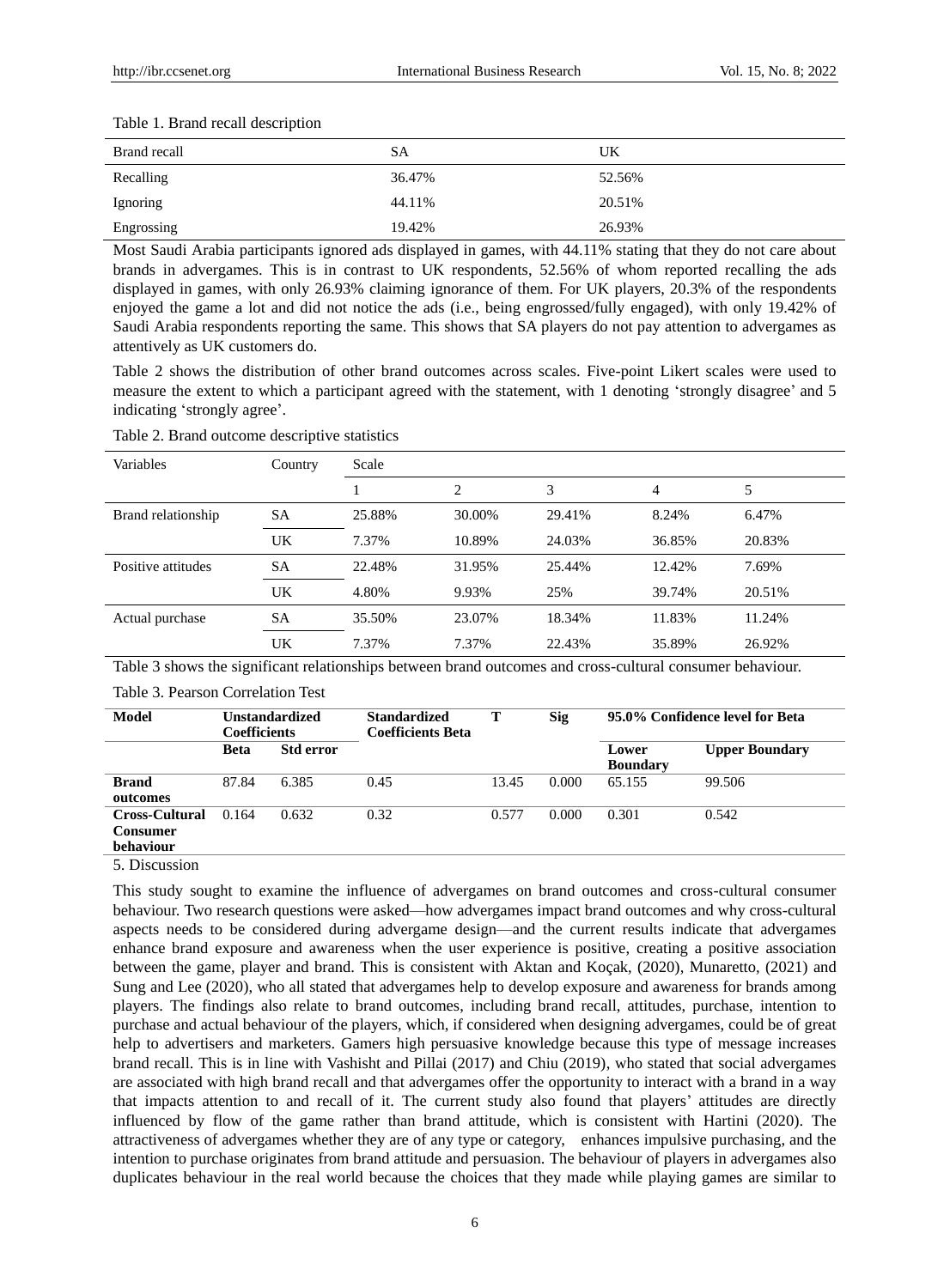Table 1. Brand recall description

| Brand recall | SA | UK |
|---|---|---|
| Recalling | 36.47% | 52.56% |
| Ignoring | 44.11% | 20.51% |
| Engrossing | 19.42% | 26.93% |

Most Saudi Arabia participants ignored ads displayed in games, with 44.11% stating that they do not care about brands in advergames. This is in contrast to UK respondents, 52.56% of whom reported recalling the ads displayed in games, with only 26.93% claiming ignorance of them. For UK players, 20.3% of the respondents enjoyed the game a lot and did not notice the ads (i.e., being engrossed/fully engaged), with only 19.42% of Saudi Arabia respondents reporting the same. This shows that SA players do not pay attention to advergames as attentively as UK customers do.

Table 2 shows the distribution of other brand outcomes across scales. Five-point Likert scales were used to measure the extent to which a participant agreed with the statement, with 1 denoting 'strongly disagree' and 5 indicating 'strongly agree'.

Table 2. Brand outcome descriptive statistics

| Variables | Country | Scale | | | | |
|---|---|---|---|---|---|---|
| | | 1 | 2 | 3 | 4 | 5 |
| Brand relationship | SA | 25.88% | 30.00% | 29.41% | 8.24% | 6.47% |
| | UK | 7.37% | 10.89% | 24.03% | 36.85% | 20.83% |
| Positive attitudes | SA | 22.48% | 31.95% | 25.44% | 12.42% | 7.69% |
| | UK | 4.80% | 9.93% | 25% | 39.74% | 20.51% |
| Actual purchase | SA | 35.50% | 23.07% | 18.34% | 11.83% | 11.24% |
| | UK | 7.37% | 7.37% | 22.43% | 35.89% | 26.92% |

Table 3 shows the significant relationships between brand outcomes and cross-cultural consumer behaviour.

Table 3. Pearson Correlation Test

| **Model** | **Unstandardized Coefficients** | | **Standardized Coefficients Beta** | **T** | **Sig** | **95.0% Confidence level for Beta** | |
|---|---|---|---|---|---|---|---|
| | **Beta** | **Std error** | | | | **Lower Boundary** | **Upper Boundary** |
| **Brand outcomes** | 87.84 | 6.385 | 0.45 | 13.45 | 0.000 | 65.155 | 99.506 |
| **Cross-Cultural Consumer behaviour** | 0.164 | 0.632 | 0.32 | 0.577 | 0.000 | 0.301 | 0.542 |

## 5. Discussion

This study sought to examine the influence of advergames on brand outcomes and cross-cultural consumer behaviour. Two research questions were asked—how advergames impact brand outcomes and why cross-cultural aspects needs to be considered during advergame design—and the current results indicate that advergames enhance brand exposure and awareness when the user experience is positive, creating a positive association between the game, player and brand. This is consistent with Aktan and Koçak, (2020), Munaretto, (2021) and Sung and Lee (2020), who all stated that advergames help to develop exposure and awareness for brands among players. The findings also relate to brand outcomes, including brand recall, attitudes, purchase, intention to purchase and actual behaviour of the players, which, if considered when designing advergames, could be of great help to advertisers and marketers. Gamers high persuasive knowledge because this type of message increases brand recall. This is in line with Vashisht and Pillai (2017) and Chiu (2019), who stated that social advergames are associated with high brand recall and that advergames offer the opportunity to interact with a brand in a way that impacts attention to and recall of it. The current study also found that players' attitudes are directly influenced by flow of the game rather than brand attitude, which is consistent with Hartini (2020). The attractiveness of advergames whether they are of any type or category, enhances impulsive purchasing, and the intention to purchase originates from brand attitude and persuasion. The behaviour of players in advergames also duplicates behaviour in the real world because the choices that they made while playing games are similar to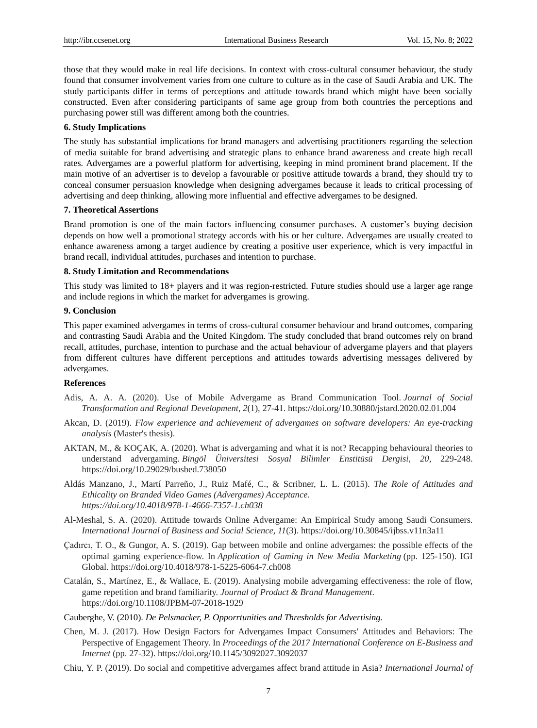those that they would make in real life decisions. In context with cross-cultural consumer behaviour, the study found that consumer involvement varies from one culture to culture as in the case of Saudi Arabia and UK. The study participants differ in terms of perceptions and attitude towards brand which might have been socially constructed. Even after considering participants of same age group from both countries the perceptions and purchasing power still was different among both the countries.

## 6. Study Implications

The study has substantial implications for brand managers and advertising practitioners regarding the selection of media suitable for brand advertising and strategic plans to enhance brand awareness and create high recall rates. Advergames are a powerful platform for advertising, keeping in mind prominent brand placement. If the main motive of an advertiser is to develop a favourable or positive attitude towards a brand, they should try to conceal consumer persuasion knowledge when designing advergames because it leads to critical processing of advertising and deep thinking, allowing more influential and effective advergames to be designed.

## 7. Theoretical Assertions

Brand promotion is one of the main factors influencing consumer purchases. A customer's buying decision depends on how well a promotional strategy accords with his or her culture. Advergames are usually created to enhance awareness among a target audience by creating a positive user experience, which is very impactful in brand recall, individual attitudes, purchases and intention to purchase.

## 8. Study Limitation and Recommendations

This study was limited to 18+ players and it was region-restricted. Future studies should use a larger age range and include regions in which the market for advergames is growing.

## 9. Conclusion

This paper examined advergames in terms of cross-cultural consumer behaviour and brand outcomes, comparing and contrasting Saudi Arabia and the United Kingdom. The study concluded that brand outcomes rely on brand recall, attitudes, purchase, intention to purchase and the actual behaviour of advergame players and that players from different cultures have different perceptions and attitudes towards advertising messages delivered by advergames.

## References

Adis, A. A. A. (2020). Use of Mobile Advergame as Brand Communication Tool. *Journal of Social Transformation and Regional Development*, *2*(1), 27-41. https://doi.org/10.30880/jstard.2020.02.01.004

Akcan, D. (2019). *Flow experience and achievement of advergames on software developers: An eye-tracking analysis* (Master's thesis).

AKTAN, M., & KOÇAK, A. (2020). What is advergaming and what it is not? Recapping behavioural theories to understand advergaming. *Bingöl Üniversitesi Sosyal Bilimler Enstitüsü Dergisi*, *20*, 229-248. https://doi.org/10.29029/busbed.738050

Aldás Manzano, J., Martí Parreño, J., Ruiz Mafé, C., & Scribner, L. L. (2015). *The Role of Attitudes and Ethicality on Branded Video Games (Advergames) Acceptance. https://doi.org/10.4018/978-1-4666-7357-1.ch038*

Al-Meshal, S. A. (2020). Attitude towards Online Advergame: An Empirical Study among Saudi Consumers. *International Journal of Business and Social Science*, *11*(3). https://doi.org/10.30845/ijbss.v11n3a11

Çadırcı, T. O., & Gungor, A. S. (2019). Gap between mobile and online advergames: the possible effects of the optimal gaming experience-flow. In *Application of Gaming in New Media Marketing* (pp. 125-150). IGI Global. https://doi.org/10.4018/978-1-5225-6064-7.ch008

Catalán, S., Martínez, E., & Wallace, E. (2019). Analysing mobile advergaming effectiveness: the role of flow, game repetition and brand familiarity. *Journal of Product & Brand Management*. https://doi.org/10.1108/JPBM-07-2018-1929

Cauberghe, V. (2010). *De Pelsmacker, P. Opporrtunities and Thresholds for Advertising.*

Chen, M. J. (2017). How Design Factors for Advergames Impact Consumers' Attitudes and Behaviors: The Perspective of Engagement Theory. In *Proceedings of the 2017 International Conference on E-Business and Internet* (pp. 27-32). https://doi.org/10.1145/3092027.3092037

Chiu, Y. P. (2019). Do social and competitive advergames affect brand attitude in Asia? *International Journal of*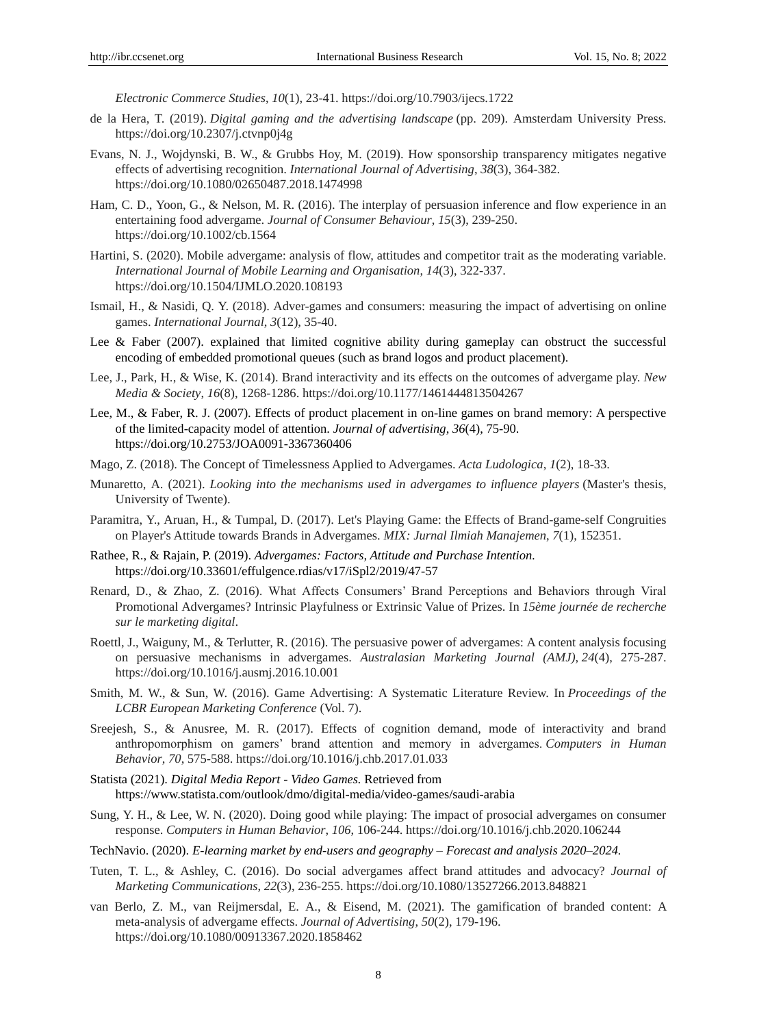*Electronic Commerce Studies*, *10*(1), 23-41. https://doi.org/10.7903/ijecs.1722

de la Hera, T. (2019). *Digital gaming and the advertising landscape* (pp. 209). Amsterdam University Press. https://doi.org/10.2307/j.ctvnp0j4g

Evans, N. J., Wojdynski, B. W., & Grubbs Hoy, M. (2019). How sponsorship transparency mitigates negative effects of advertising recognition. *International Journal of Advertising*, *38*(3), 364-382. https://doi.org/10.1080/02650487.2018.1474998

Ham, C. D., Yoon, G., & Nelson, M. R. (2016). The interplay of persuasion inference and flow experience in an entertaining food advergame. *Journal of Consumer Behaviour*, *15*(3), 239-250. https://doi.org/10.1002/cb.1564

Hartini, S. (2020). Mobile advergame: analysis of flow, attitudes and competitor trait as the moderating variable. *International Journal of Mobile Learning and Organisation*, *14*(3), 322-337. https://doi.org/10.1504/IJMLO.2020.108193

Ismail, H., & Nasidi, Q. Y. (2018). Adver-games and consumers: measuring the impact of advertising on online games. *International Journal*, *3*(12), 35-40.

Lee & Faber (2007). explained that limited cognitive ability during gameplay can obstruct the successful encoding of embedded promotional queues (such as brand logos and product placement).

Lee, J., Park, H., & Wise, K. (2014). Brand interactivity and its effects on the outcomes of advergame play. *New Media & Society*, *16*(8), 1268-1286. https://doi.org/10.1177/1461444813504267

Lee, M., & Faber, R. J. (2007). Effects of product placement in on-line games on brand memory: A perspective of the limited-capacity model of attention. *Journal of advertising*, *36*(4), 75-90. https://doi.org/10.2753/JOA0091-3367360406

Mago, Z. (2018). The Concept of Timelessness Applied to Advergames. *Acta Ludologica*, *1*(2), 18-33.

Munaretto, A. (2021). *Looking into the mechanisms used in advergames to influence players* (Master's thesis, University of Twente).

Paramitra, Y., Aruan, H., & Tumpal, D. (2017). Let's Playing Game: the Effects of Brand-game-self Congruities on Player's Attitude towards Brands in Advergames. *MIX: Jurnal Ilmiah Manajemen*, *7*(1), 152351.

Rathee, R., & Rajain, P. (2019). *Advergames: Factors, Attitude and Purchase Intention.* https://doi.org/10.33601/effulgence.rdias/v17/iSpl2/2019/47-57

Renard, D., & Zhao, Z. (2016). What Affects Consumers' Brand Perceptions and Behaviors through Viral Promotional Advergames? Intrinsic Playfulness or Extrinsic Value of Prizes. In *15ème journée de recherche sur le marketing digital*.

Roettl, J., Waiguny, M., & Terlutter, R. (2016). The persuasive power of advergames: A content analysis focusing on persuasive mechanisms in advergames. *Australasian Marketing Journal (AMJ)*, *24*(4), 275-287. https://doi.org/10.1016/j.ausmj.2016.10.001

Smith, M. W., & Sun, W. (2016). Game Advertising: A Systematic Literature Review. In *Proceedings of the LCBR European Marketing Conference* (Vol. 7).

Sreejesh, S., & Anusree, M. R. (2017). Effects of cognition demand, mode of interactivity and brand anthropomorphism on gamers' brand attention and memory in advergames. *Computers in Human Behavior*, *70*, 575-588. https://doi.org/10.1016/j.chb.2017.01.033

Statista (2021). *Digital Media Report - Video Games.* Retrieved from https://www.statista.com/outlook/dmo/digital-media/video-games/saudi-arabia

Sung, Y. H., & Lee, W. N. (2020). Doing good while playing: The impact of prosocial advergames on consumer response. *Computers in Human Behavior*, *106*, 106-244. https://doi.org/10.1016/j.chb.2020.106244

TechNavio. (2020). *E-learning market by end-users and geography – Forecast and analysis 2020–2024.*

Tuten, T. L., & Ashley, C. (2016). Do social advergames affect brand attitudes and advocacy? *Journal of Marketing Communications*, *22*(3), 236-255. https://doi.org/10.1080/13527266.2013.848821

van Berlo, Z. M., van Reijmersdal, E. A., & Eisend, M. (2021). The gamification of branded content: A meta-analysis of advergame effects. *Journal of Advertising*, *50*(2), 179-196. https://doi.org/10.1080/00913367.2020.1858462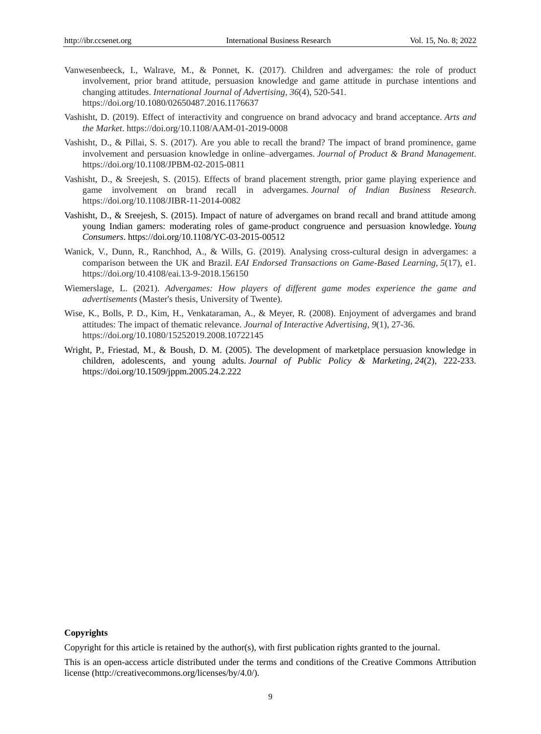Vanwesenbeeck, I., Walrave, M., & Ponnet, K. (2017). Children and advergames: the role of product involvement, prior brand attitude, persuasion knowledge and game attitude in purchase intentions and changing attitudes. *International Journal of Advertising*, *36*(4), 520-541. https://doi.org/10.1080/02650487.2016.1176637

Vashisht, D. (2019). Effect of interactivity and congruence on brand advocacy and brand acceptance. *Arts and the Market*. https://doi.org/10.1108/AAM-01-2019-0008

Vashisht, D., & Pillai, S. S. (2017). Are you able to recall the brand? The impact of brand prominence, game involvement and persuasion knowledge in online–advergames. *Journal of Product & Brand Management*. https://doi.org/10.1108/JPBM-02-2015-0811

Vashisht, D., & Sreejesh, S. (2015). Effects of brand placement strength, prior game playing experience and game involvement on brand recall in advergames. *Journal of Indian Business Research*. https://doi.org/10.1108/JIBR-11-2014-0082

Vashisht, D., & Sreejesh, S. (2015). Impact of nature of advergames on brand recall and brand attitude among young Indian gamers: moderating roles of game-product congruence and persuasion knowledge. *Young Consumers*. https://doi.org/10.1108/YC-03-2015-00512

Wanick, V., Dunn, R., Ranchhod, A., & Wills, G. (2019). Analysing cross-cultural design in advergames: a comparison between the UK and Brazil. *EAI Endorsed Transactions on Game-Based Learning*, *5*(17), e1. https://doi.org/10.4108/eai.13-9-2018.156150

Wiemerslage, L. (2021). *Advergames: How players of different game modes experience the game and advertisements* (Master's thesis, University of Twente).

Wise, K., Bolls, P. D., Kim, H., Venkataraman, A., & Meyer, R. (2008). Enjoyment of advergames and brand attitudes: The impact of thematic relevance. *Journal of Interactive Advertising*, *9*(1), 27-36. https://doi.org/10.1080/15252019.2008.10722145

Wright, P., Friestad, M., & Boush, D. M. (2005). The development of marketplace persuasion knowledge in children, adolescents, and young adults. *Journal of Public Policy & Marketing*, *24*(2), 222-233. https://doi.org/10.1509/jppm.2005.24.2.222

**Copyrights**

Copyright for this article is retained by the author(s), with first publication rights granted to the journal.

This is an open-access article distributed under the terms and conditions of the Creative Commons Attribution license (http://creativecommons.org/licenses/by/4.0/).